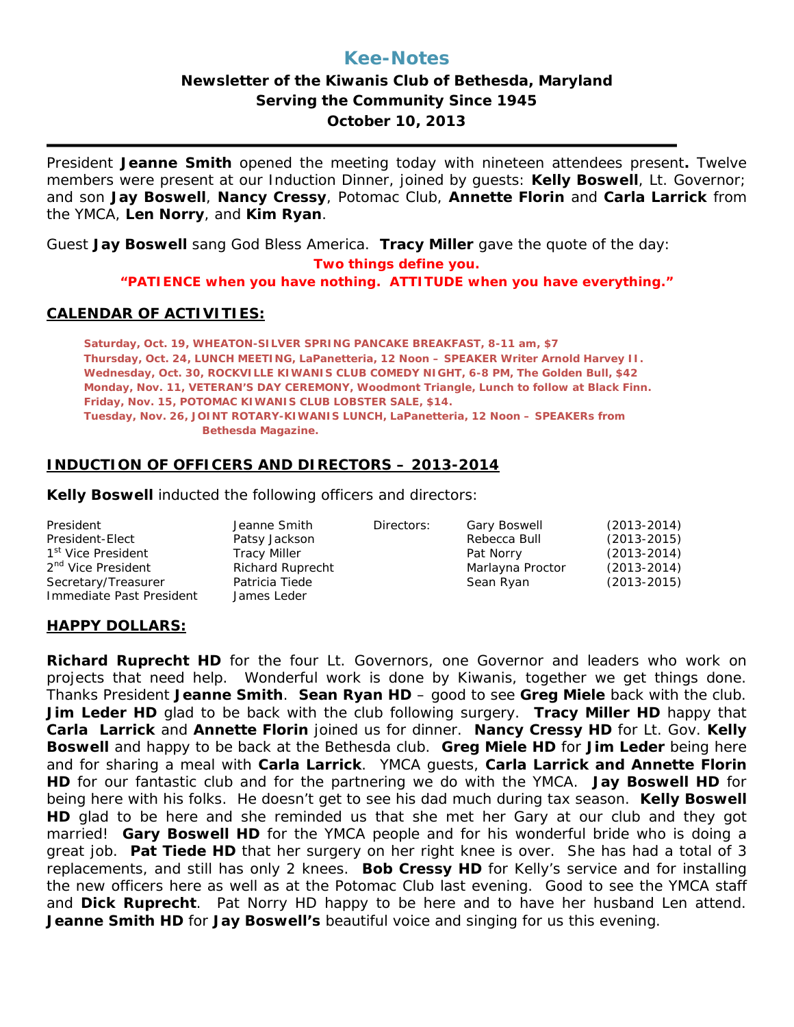# Kee-Notes

## Newsletter of the Kiwanis Club of Bethesda, Maryland
## Serving the Community Since 1945
## October 10, 2013

---

President **Jeanne Smith** opened the meeting today with nineteen attendees present**.** Twelve members were present at our Induction Dinner, joined by guests: **Kelly Boswell**, Lt. Governor; and son **Jay Boswell**, **Nancy Cressy**, Potomac Club, **Annette Florin** and **Carla Larrick** from the YMCA, **Len Norry**, and **Kim Ryan**.

Guest **Jay Boswell** sang God Bless America. **Tracy Miller** gave the quote of the day:

**Two things define you.**
**"PATIENCE when you have nothing. ATTITUDE when you have everything."**

### CALENDAR OF ACTIVITIES:

**Saturday, Oct. 19, WHEATON-SILVER SPRING PANCAKE BREAKFAST, 8-11 am, $7**
**Thursday, Oct. 24, LUNCH MEETING, LaPanetteria, 12 Noon – SPEAKER Writer Arnold Harvey II.**
**Wednesday, Oct. 30, ROCKVILLE KIWANIS CLUB COMEDY NIGHT, 6-8 PM, The Golden Bull, $42**
**Monday, Nov. 11, VETERAN'S DAY CEREMONY, Woodmont Triangle, Lunch to follow at Black Finn.**
**Friday, Nov. 15, POTOMAC KIWANIS CLUB LOBSTER SALE, $14.**
**Tuesday, Nov. 26, JOINT ROTARY-KIWANIS LUNCH, LaPanetteria, 12 Noon – SPEAKERs from Bethesda Magazine.**

### INDUCTION OF OFFICERS AND DIRECTORS – 2013-2014

**Kelly Boswell** inducted the following officers and directors:

| | | | | |
|---|---|---|---|---|
| President | Jeanne Smith | Directors: | Gary Boswell | (2013-2014) |
| President-Elect | Patsy Jackson | | Rebecca Bull | (2013-2015) |
| 1st Vice President | Tracy Miller | | Pat Norry | (2013-2014) |
| 2nd Vice President | Richard Ruprecht | | Marlayna Proctor | (2013-2014) |
| Secretary/Treasurer | Patricia Tiede | | Sean Ryan | (2013-2015) |
| Immediate Past President | James Leder | | | |

### HAPPY DOLLARS:

**Richard Ruprecht HD** for the four Lt. Governors, one Governor and leaders who work on projects that need help. Wonderful work is done by Kiwanis, together we get things done. Thanks President **Jeanne Smith**. **Sean Ryan HD** – good to see **Greg Miele** back with the club. **Jim Leder HD** glad to be back with the club following surgery. **Tracy Miller HD** happy that **Carla Larrick** and **Annette Florin** joined us for dinner. **Nancy Cressy HD** for Lt. Gov. **Kelly Boswell** and happy to be back at the Bethesda club. **Greg Miele HD** for **Jim Leder** being here and for sharing a meal with **Carla Larrick**. YMCA guests, **Carla Larrick and Annette Florin HD** for our fantastic club and for the partnering we do with the YMCA. **Jay Boswell HD** for being here with his folks. He doesn't get to see his dad much during tax season. **Kelly Boswell HD** glad to be here and she reminded us that she met her Gary at our club and they got married! **Gary Boswell HD** for the YMCA people and for his wonderful bride who is doing a great job. **Pat Tiede HD** that her surgery on her right knee is over. She has had a total of 3 replacements, and still has only 2 knees. **Bob Cressy HD** for Kelly's service and for installing the new officers here as well as at the Potomac Club last evening. Good to see the YMCA staff and **Dick Ruprecht**. Pat Norry HD happy to be here and to have her husband Len attend. **Jeanne Smith HD** for **Jay Boswell's** beautiful voice and singing for us this evening.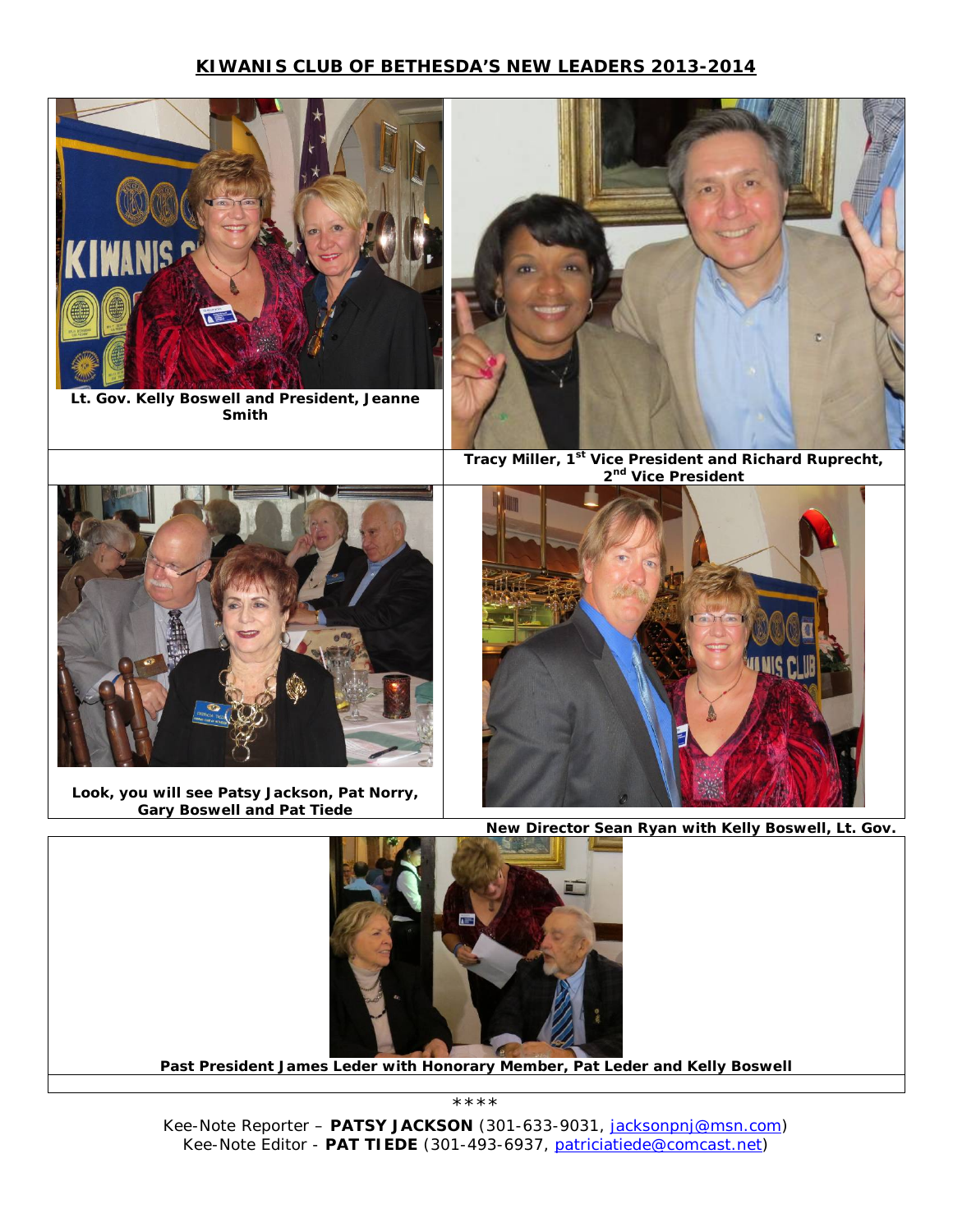## KIWANIS CLUB OF BETHESDA'S NEW LEADERS 2013-2014

**Lt. Gov. Kelly Boswell and President, Jeanne Smith**

**Tracy Miller, 1st Vice President and Richard Ruprecht, 2nd Vice President**

**Look, you will see Patsy Jackson, Pat Norry, Gary Boswell and Pat Tiede**

**New Director Sean Ryan with Kelly Boswell, Lt. Gov.**

**Past President James Leder with Honorary Member, Pat Leder and Kelly Boswell**

****

Kee-Note Reporter – **PATSY JACKSON** (301-633-9031, jacksonpnj@msn.com)
Kee-Note Editor - **PAT TIEDE** (301-493-6937, patriciatiede@comcast.net)